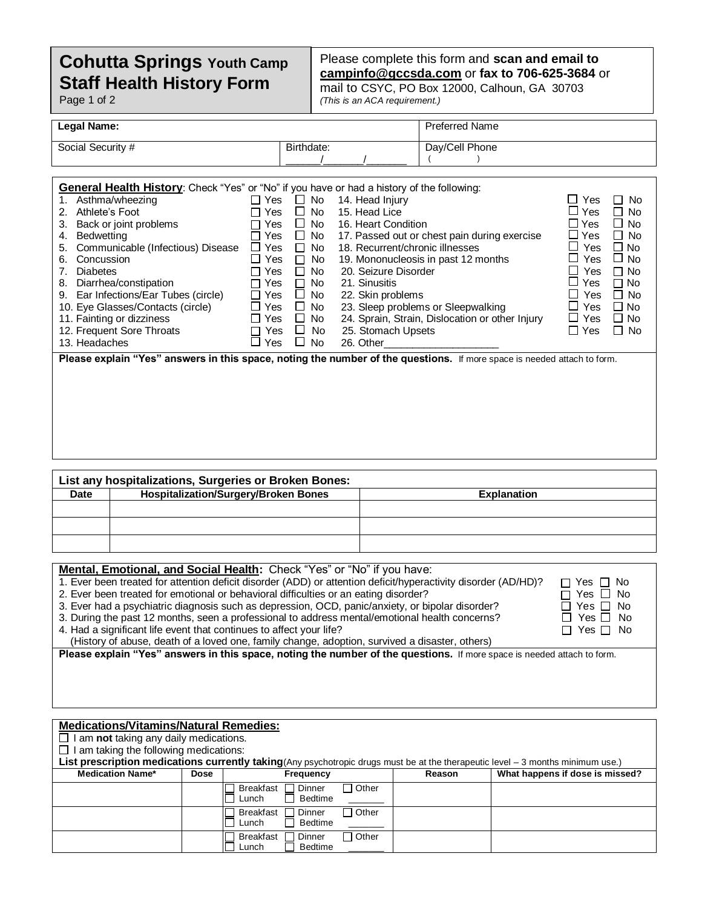# Cohutta Springs Youth Camp Staff Health History Form

Page 1 of 2

Please complete this form and **scan and email to campinfo@gccsda.com** or **fax to 706-625-3684** or mail to CSYC, PO Box 12000, Calhoun, GA 30703
*(This is an ACA requirement.)*

| **Legal Name:** | | Preferred Name |
|---|---|---|
| Social Security # | Birthdate: ______/______/______ | Day/Cell Phone ( ) |

**General Health History**: Check "Yes" or "No" if you have or had a history of the following:

| | | | | | |
|---|---|---|---|---|---|
| 1. Asthma/wheezing | ☐ Yes | ☐ No | 14. Head Injury | ☐ Yes | ☐ No |
| 2. Athlete's Foot | ☐ Yes | ☐ No | 15. Head Lice | ☐ Yes | ☐ No |
| 3. Back or joint problems | ☐ Yes | ☐ No | 16. Heart Condition | ☐ Yes | ☐ No |
| 4. Bedwetting | ☐ Yes | ☐ No | 17. Passed out or chest pain during exercise | ☐ Yes | ☐ No |
| 5. Communicable (Infectious) Disease | ☐ Yes | ☐ No | 18. Recurrent/chronic illnesses | ☐ Yes | ☐ No |
| 6. Concussion | ☐ Yes | ☐ No | 19. Mononucleosis in past 12 months | ☐ Yes | ☐ No |
| 7. Diabetes | ☐ Yes | ☐ No | 20. Seizure Disorder | ☐ Yes | ☐ No |
| 8. Diarrhea/constipation | ☐ Yes | ☐ No | 21. Sinusitis | ☐ Yes | ☐ No |
| 9. Ear Infections/Ear Tubes (circle) | ☐ Yes | ☐ No | 22. Skin problems | ☐ Yes | ☐ No |
| 10. Eye Glasses/Contacts (circle) | ☐ Yes | ☐ No | 23. Sleep problems or Sleepwalking | ☐ Yes | ☐ No |
| 11. Fainting or dizziness | ☐ Yes | ☐ No | 24. Sprain, Strain, Dislocation or other Injury | ☐ Yes | ☐ No |
| 12. Frequent Sore Throats | ☐ Yes | ☐ No | 25. Stomach Upsets | ☐ Yes | ☐ No |
| 13. Headaches | ☐ Yes | ☐ No | 26. Other____________________ | | |

**Please explain "Yes" answers in this space, noting the number of the questions.** If more space is needed attach to form.

**List any hospitalizations, Surgeries or Broken Bones:**

| Date | Hospitalization/Surgery/Broken Bones | Explanation |
|---|---|---|
| | | |
| | | |
| | | |

**Mental, Emotional, and Social Health:** Check "Yes" or "No" if you have:

| | | |
|---|---|---|
| 1. Ever been treated for attention deficit disorder (ADD) or attention deficit/hyperactivity disorder (AD/HD)? | ☐ Yes | ☐ No |
| 2. Ever been treated for emotional or behavioral difficulties or an eating disorder? | ☐ Yes | ☐ No |
| 3. Ever had a psychiatric diagnosis such as depression, OCD, panic/anxiety, or bipolar disorder? | ☐ Yes | ☐ No |
| 3. During the past 12 months, seen a professional to address mental/emotional health concerns? | ☐ Yes | ☐ No |
| 4. Had a significant life event that continues to affect your life? (History of abuse, death of a loved one, family change, adoption, survived a disaster, others) | ☐ Yes | ☐ No |

**Please explain "Yes" answers in this space, noting the number of the questions.** If more space is needed attach to form.

**Medications/Vitamins/Natural Remedies:**

☐ I am **not** taking any daily medications.

☐ I am taking the following medications:

**List prescription medications currently taking**(Any psychotropic drugs must be at the therapeutic level – 3 months minimum use.)

| Medication Name* | Dose | Frequency | Reason | What happens if dose is missed? |
|---|---|---|---|---|
| | | ☐ Breakfast ☐ Lunch ☐ Dinner ☐ Bedtime ☐ Other _______ | | |
| | | ☐ Breakfast ☐ Lunch ☐ Dinner ☐ Bedtime ☐ Other _______ | | |
| | | ☐ Breakfast ☐ Lunch ☐ Dinner ☐ Bedtime ☐ Other _______ | | |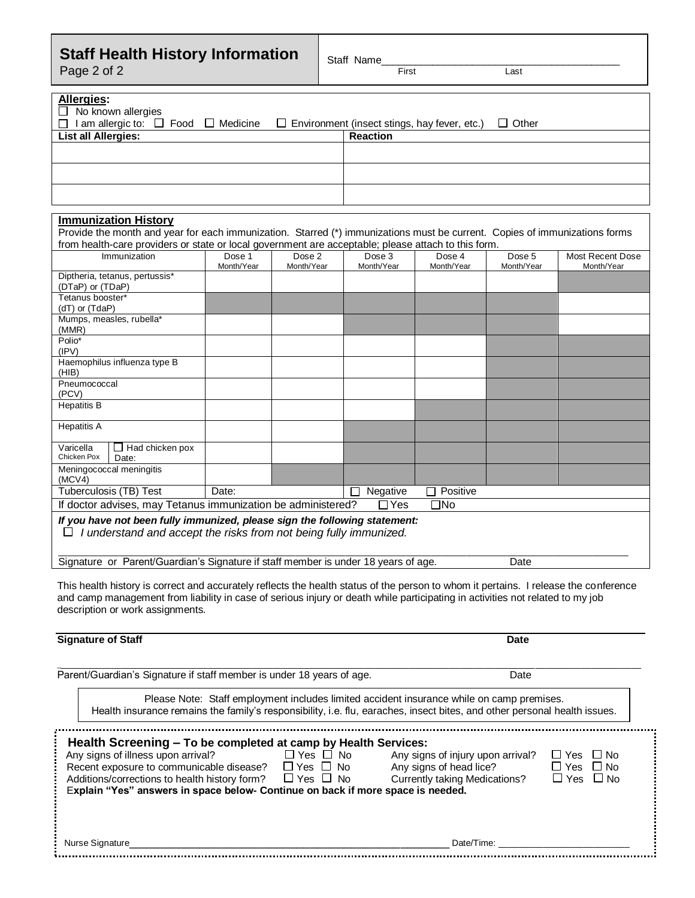## Staff Health History Information

Page 2 of 2

Staff Name________________________________________
First Last

**Allergies:**

☐ No known allergies

☐ I am allergic to: ☐ Food ☐ Medicine ☐ Environment (insect stings, hay fever, etc.) ☐ Other

| List all Allergies: | Reaction |
|---|---|
| | |
| | |
| | |

**Immunization History**

Provide the month and year for each immunization. Starred (*) immunizations must be current. Copies of immunizations forms from health-care providers or state or local government are acceptable; please attach to this form.

| Immunization | Dose 1 Month/Year | Dose 2 Month/Year | Dose 3 Month/Year | Dose 4 Month/Year | Dose 5 Month/Year | Most Recent Dose Month/Year |
|---|---|---|---|---|---|---|
| Diptheria, tetanus, pertussis* (DTaP) or (TDaP) | | | | | | |
| Tetanus booster* (dT) or (TdaP) | | | | | | |
| Mumps, measles, rubella* (MMR) | | | | | | |
| Polio* (IPV) | | | | | | |
| Haemophilus influenza type B (HIB) | | | | | | |
| Pneumococcal (PCV) | | | | | | |
| Hepatitis B | | | | | | |
| Hepatitis A | | | | | | |
| Varicella Chicken Pox ☐ Had chicken pox Date: | | | | | | |
| Meningococcal meningitis (MCV4) | | | | | | |
| Tuberculosis (TB) Test | Date: | | ☐ Negative | ☐ Positive | | |
| If doctor advises, may Tetanus immunization be administered? | | | ☐ Yes | ☐No | | |

***If you have not been fully immunized, please sign the following statement:***

☐ *I understand and accept the risks from not being fully immunized.*

_______________________________________________________________

Signature or Parent/Guardian's Signature if staff member is under 18 years of age. Date

This health history is correct and accurately reflects the health status of the person to whom it pertains. I release the conference and camp management from liability in case of serious injury or death while participating in activities not related to my job description or work assignments.

_______________________________________________________________

**Signature of Staff** **Date**

_______________________________________________________________

Parent/Guardian's Signature if staff member is under 18 years of age. Date

Please Note: Staff employment includes limited accident insurance while on camp premises.
Health insurance remains the family's responsibility, i.e. flu, earaches, insect bites, and other personal health issues.

### Health Screening – To be completed at camp by Health Services:

| | | | |
|---|---|---|---|
| Any signs of illness upon arrival? | ☐ Yes ☐ No | Any signs of injury upon arrival? | ☐ Yes ☐ No |
| Recent exposure to communicable disease? | ☐ Yes ☐ No | Any signs of head lice? | ☐ Yes ☐ No |
| Additions/corrections to health history form? | ☐ Yes ☐ No | Currently taking Medications? | ☐ Yes ☐ No |

**Explain "Yes" answers in space below- Continue on back if more space is needed.**

Nurse Signature_____________________________________________ Date/Time: _______________________